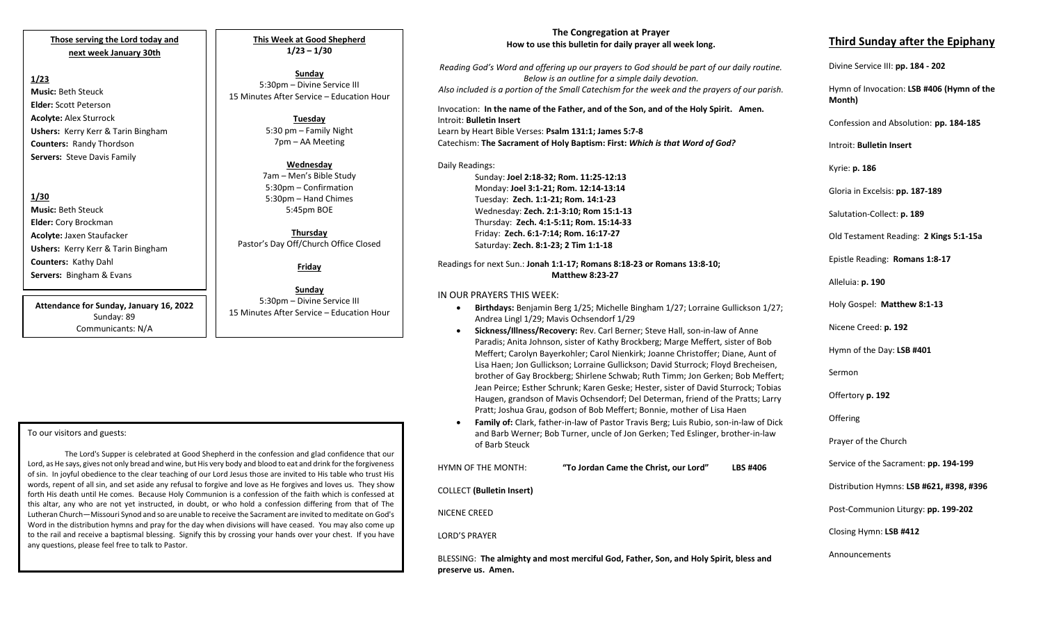**Those serving the Lord today and next week January 30th**

**1/23**

**Music:** Beth Steuck
**Elder:** Scott Peterson
**Acolyte:** Alex Sturrock
**Ushers:** Kerry Kerr & Tarin Bingham
**Counters:** Randy Thordson
**Servers:** Steve Davis Family

**1/30**

**Music:** Beth Steuck
**Elder:** Cory Brockman
**Acolyte:** Jaxen Staufacker
**Ushers:** Kerry Kerr & Tarin Bingham
**Counters:** Kathy Dahl
**Servers:** Bingham & Evans

**Attendance for Sunday, January 16, 2022**
Sunday: 89
Communicants: N/A

**This Week at Good Shepherd**
**1/23 – 1/30**

**Sunday**
5:30pm – Divine Service III
15 Minutes After Service – Education Hour

**Tuesday**
5:30 pm – Family Night
7pm – AA Meeting

**Wednesday**
7am – Men's Bible Study
5:30pm – Confirmation
5:30pm – Hand Chimes
5:45pm BOE

**Thursday**
Pastor's Day Off/Church Office Closed

**Friday**

**Sunday**
5:30pm – Divine Service III
15 Minutes After Service – Education Hour

To our visitors and guests:

The Lord's Supper is celebrated at Good Shepherd in the confession and glad confidence that our Lord, as He says, gives not only bread and wine, but His very body and blood to eat and drink for the forgiveness of sin. In joyful obedience to the clear teaching of our Lord Jesus those are invited to His table who trust His words, repent of all sin, and set aside any refusal to forgive and love as He forgives and loves us. They show forth His death until He comes. Because Holy Communion is a confession of the faith which is confessed at this altar, any who are not yet instructed, in doubt, or who hold a confession differing from that of The Lutheran Church—Missouri Synod and so are unable to receive the Sacrament are invited to meditate on God's Word in the distribution hymns and pray for the day when divisions will have ceased. You may also come up to the rail and receive a baptismal blessing. Signify this by crossing your hands over your chest. If you have any questions, please feel free to talk to Pastor.

## The Congregation at Prayer
**How to use this bulletin for daily prayer all week long.**

*Reading God's Word and offering up our prayers to God should be part of our daily routine. Below is an outline for a simple daily devotion. Also included is a portion of the Small Catechism for the week and the prayers of our parish.*

Invocation: **In the name of the Father, and of the Son, and of the Holy Spirit. Amen.**
Introit: **Bulletin Insert**
Learn by Heart Bible Verses: **Psalm 131:1; James 5:7-8**
Catechism: **The Sacrament of Holy Baptism: First:** ***Which is that Word of God?***

Daily Readings:
Sunday: **Joel 2:18-32; Rom. 11:25-12:13**
Monday: **Joel 3:1-21; Rom. 12:14-13:14**
Tuesday: **Zech. 1:1-21; Rom. 14:1-23**
Wednesday: **Zech. 2:1-3:10; Rom 15:1-13**
Thursday: **Zech. 4:1-5:11; Rom. 15:14-33**
Friday: **Zech. 6:1-7:14; Rom. 16:17-27**
Saturday: **Zech. 8:1-23; 2 Tim 1:1-18**

Readings for next Sun.: **Jonah 1:1-17; Romans 8:18-23 or Romans 13:8-10; Matthew 8:23-27**

IN OUR PRAYERS THIS WEEK:

- **Birthdays:** Benjamin Berg 1/25; Michelle Bingham 1/27; Lorraine Gullickson 1/27; Andrea Lingl 1/29; Mavis Ochsendorf 1/29
- **Sickness/Illness/Recovery:** Rev. Carl Berner; Steve Hall, son-in-law of Anne Paradis; Anita Johnson, sister of Kathy Brockberg; Marge Meffert, sister of Bob Meffert; Carolyn Bayerkohler; Carol Nienkirk; Joanne Christoffer; Diane, Aunt of Lisa Haen; Jon Gullickson; Lorraine Gullickson; David Sturrock; Floyd Brecheisen, brother of Gay Brockberg; Shirlene Schwab; Ruth Timm; Jon Gerken; Bob Meffert; Jean Peirce; Esther Schrunk; Karen Geske; Hester, sister of David Sturrock; Tobias Haugen, grandson of Mavis Ochsendorf; Del Determan, friend of the Pratts; Larry Pratt; Joshua Grau, godson of Bob Meffert; Bonnie, mother of Lisa Haen
- **Family of:** Clark, father-in-law of Pastor Travis Berg; Luis Rubio, son-in-law of Dick and Barb Werner; Bob Turner, uncle of Jon Gerken; Ted Eslinger, brother-in-law of Barb Steuck

HYMN OF THE MONTH: **"To Jordan Came the Christ, our Lord"** **LBS #406**

COLLECT **(Bulletin Insert)**

NICENE CREED

LORD'S PRAYER

BLESSING: **The almighty and most merciful God, Father, Son, and Holy Spirit, bless and preserve us. Amen.**

## Third Sunday after the Epiphany

Divine Service III: **pp. 184 - 202**

Hymn of Invocation: **LSB #406 (Hymn of the Month)**

Confession and Absolution: **pp. 184-185**

Introit: **Bulletin Insert**

Kyrie: **p. 186**

Gloria in Excelsis: **pp. 187-189**

Salutation-Collect: **p. 189**

Old Testament Reading: **2 Kings 5:1-15a**

Epistle Reading: **Romans 1:8-17**

Alleluia: **p. 190**

Holy Gospel: **Matthew 8:1-13**

Nicene Creed: **p. 192**

Hymn of the Day: **LSB #401**

Sermon

Offertory **p. 192**

Offering

Prayer of the Church

Service of the Sacrament: **pp. 194-199**

Distribution Hymns: **LSB #621, #398, #396**

Post-Communion Liturgy: **pp. 199-202**

Closing Hymn: **LSB #412**

Announcements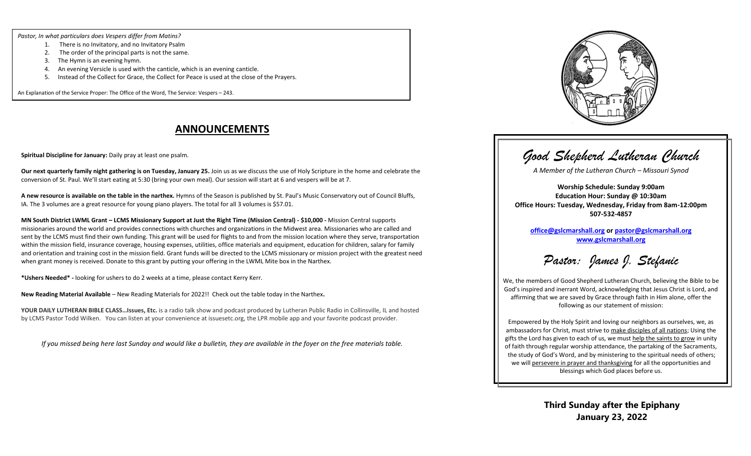*Pastor, In what particulars does Vespers differ from Matins?*

1. There is no Invitatory, and no Invitatory Psalm
2. The order of the principal parts is not the same.
3. The Hymn is an evening hymn.
4. An evening Versicle is used with the canticle, which is an evening canticle.
5. Instead of the Collect for Grace, the Collect for Peace is used at the close of the Prayers.

An Explanation of the Service Proper: The Office of the Word, The Service: Vespers – 243.

## ANNOUNCEMENTS

**Spiritual Discipline for January:** Daily pray at least one psalm.

**Our next quarterly family night gathering is on Tuesday, January 25.** Join us as we discuss the use of Holy Scripture in the home and celebrate the conversion of St. Paul. We'll start eating at 5:30 (bring your own meal). Our session will start at 6 and vespers will be at 7.

**A new resource is available on the table in the narthex.** Hymns of the Season is published by St. Paul's Music Conservatory out of Council Bluffs, IA. The 3 volumes are a great resource for young piano players. The total for all 3 volumes is $57.01.

**MN South District LWML Grant – LCMS Missionary Support at Just the Right Time (Mission Central) - $10,000 -** Mission Central supports missionaries around the world and provides connections with churches and organizations in the Midwest area. Missionaries who are called and sent by the LCMS must find their own funding. This grant will be used for flights to and from the mission location where they serve, transportation within the mission field, insurance coverage, housing expenses, utilities, office materials and equipment, education for children, salary for family and orientation and training cost in the mission field. Grant funds will be directed to the LCMS missionary or mission project with the greatest need when grant money is received. Donate to this grant by putting your offering in the LWML Mite box in the Narthex.

**\*Ushers Needed\* -** looking for ushers to do 2 weeks at a time, please contact Kerry Kerr.

**New Reading Material Available** – New Reading Materials for 2022!! Check out the table today in the Narthex**.**

**YOUR DAILY LUTHERAN BIBLE CLASS…Issues, Etc.** is a radio talk show and podcast produced by Lutheran Public Radio in Collinsville, IL and hosted by LCMS Pastor Todd Wilken. You can listen at your convenience at issuesetc.org, the LPR mobile app and your favorite podcast provider.

*If you missed being here last Sunday and would like a bulletin, they are available in the foyer on the free materials table.*

# *Good Shepherd Lutheran Church*

*A Member of the Lutheran Church – Missouri Synod*

**Worship Schedule: Sunday 9:00am**
**Education Hour: Sunday @ 10:30am**
**Office Hours: Tuesday, Wednesday, Friday from 8am-12:00pm**
**507-532-4857**

**office@gslcmarshall.org or pastor@gslcmarshall.org**
**www.gslcmarshall.org**

*Pastor: James J. Stefanic*

We, the members of Good Shepherd Lutheran Church, believing the Bible to be God's inspired and inerrant Word, acknowledging that Jesus Christ is Lord, and affirming that we are saved by Grace through faith in Him alone, offer the following as our statement of mission:

Empowered by the Holy Spirit and loving our neighbors as ourselves, we, as ambassadors for Christ, must strive to make disciples of all nations; Using the gifts the Lord has given to each of us, we must help the saints to grow in unity of faith through regular worship attendance, the partaking of the Sacraments, the study of God's Word, and by ministering to the spiritual needs of others; we will persevere in prayer and thanksgiving for all the opportunities and blessings which God places before us.

**Third Sunday after the Epiphany**
**January 23, 2022**